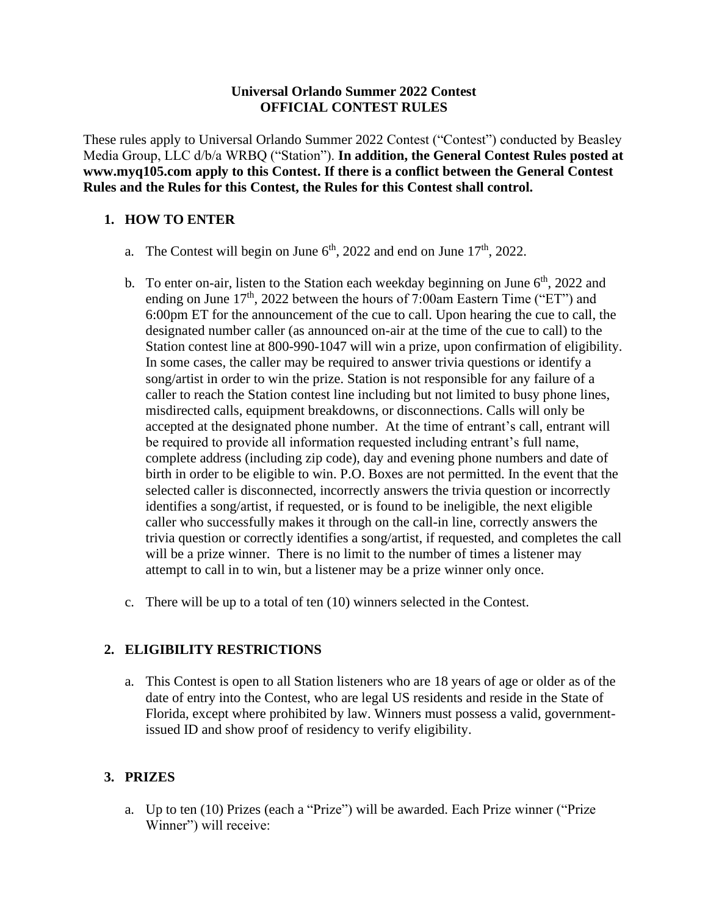**Universal Orlando Summer 2022 Contest**
**OFFICIAL CONTEST RULES**

These rules apply to Universal Orlando Summer 2022 Contest ("Contest") conducted by Beasley Media Group, LLC d/b/a WRBQ ("Station"). **In addition, the General Contest Rules posted at www.myq105.com apply to this Contest. If there is a conflict between the General Contest Rules and the Rules for this Contest, the Rules for this Contest shall control.**

## 1. HOW TO ENTER

a. The Contest will begin on June 6th, 2022 and end on June 17th, 2022.

b. To enter on-air, listen to the Station each weekday beginning on June 6th, 2022 and ending on June 17th, 2022 between the hours of 7:00am Eastern Time ("ET") and 6:00pm ET for the announcement of the cue to call. Upon hearing the cue to call, the designated number caller (as announced on-air at the time of the cue to call) to the Station contest line at 800-990-1047 will win a prize, upon confirmation of eligibility. In some cases, the caller may be required to answer trivia questions or identify a song/artist in order to win the prize. Station is not responsible for any failure of a caller to reach the Station contest line including but not limited to busy phone lines, misdirected calls, equipment breakdowns, or disconnections. Calls will only be accepted at the designated phone number. At the time of entrant's call, entrant will be required to provide all information requested including entrant's full name, complete address (including zip code), day and evening phone numbers and date of birth in order to be eligible to win. P.O. Boxes are not permitted. In the event that the selected caller is disconnected, incorrectly answers the trivia question or incorrectly identifies a song/artist, if requested, or is found to be ineligible, the next eligible caller who successfully makes it through on the call-in line, correctly answers the trivia question or correctly identifies a song/artist, if requested, and completes the call will be a prize winner. There is no limit to the number of times a listener may attempt to call in to win, but a listener may be a prize winner only once.

c. There will be up to a total of ten (10) winners selected in the Contest.

## 2. ELIGIBILITY RESTRICTIONS

a. This Contest is open to all Station listeners who are 18 years of age or older as of the date of entry into the Contest, who are legal US residents and reside in the State of Florida, except where prohibited by law. Winners must possess a valid, government-issued ID and show proof of residency to verify eligibility.

## 3. PRIZES

a. Up to ten (10) Prizes (each a "Prize") will be awarded. Each Prize winner ("Prize Winner") will receive: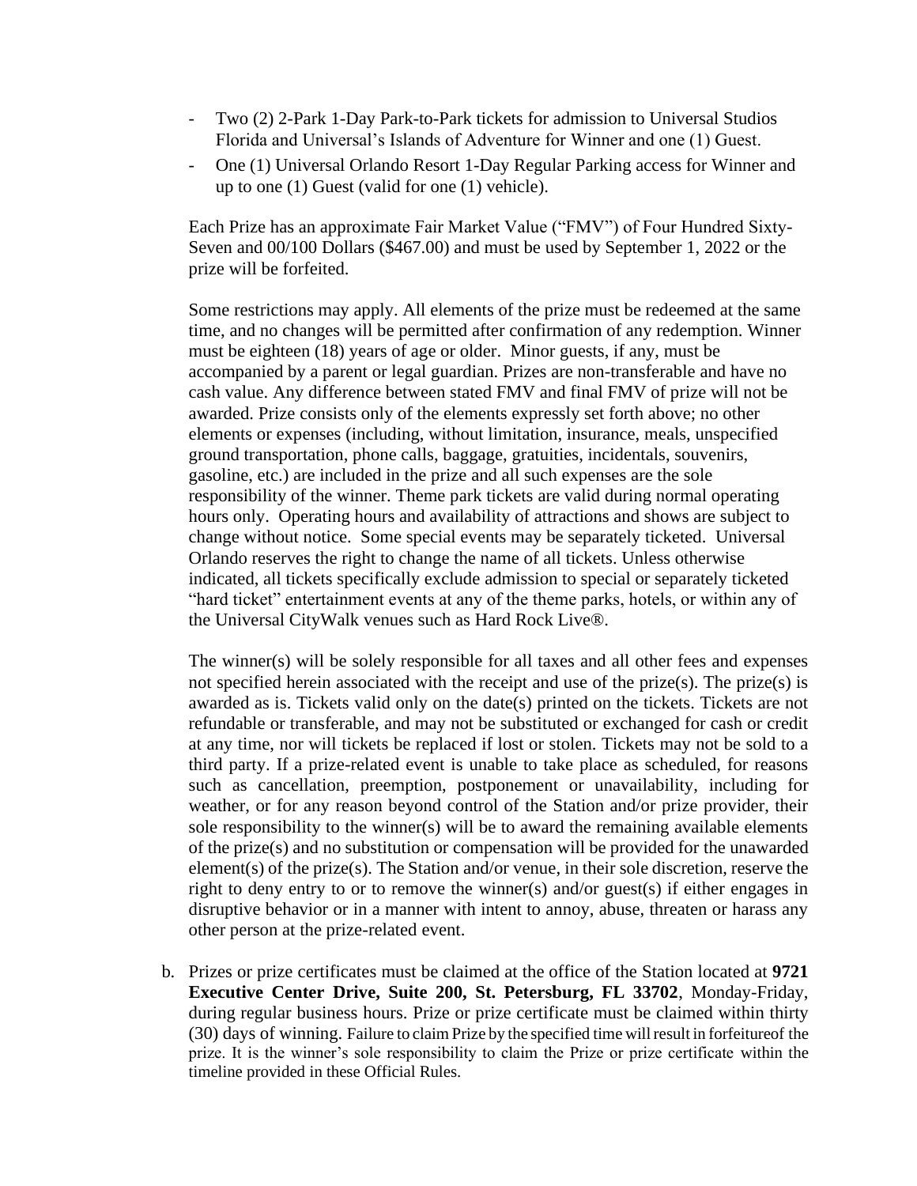- Two (2) 2-Park 1-Day Park-to-Park tickets for admission to Universal Studios Florida and Universal's Islands of Adventure for Winner and one (1) Guest.
- One (1) Universal Orlando Resort 1-Day Regular Parking access for Winner and up to one (1) Guest (valid for one (1) vehicle).

Each Prize has an approximate Fair Market Value ("FMV") of Four Hundred Sixty-Seven and 00/100 Dollars ($467.00) and must be used by September 1, 2022 or the prize will be forfeited.

Some restrictions may apply. All elements of the prize must be redeemed at the same time, and no changes will be permitted after confirmation of any redemption. Winner must be eighteen (18) years of age or older. Minor guests, if any, must be accompanied by a parent or legal guardian. Prizes are non-transferable and have no cash value. Any difference between stated FMV and final FMV of prize will not be awarded. Prize consists only of the elements expressly set forth above; no other elements or expenses (including, without limitation, insurance, meals, unspecified ground transportation, phone calls, baggage, gratuities, incidentals, souvenirs, gasoline, etc.) are included in the prize and all such expenses are the sole responsibility of the winner. Theme park tickets are valid during normal operating hours only. Operating hours and availability of attractions and shows are subject to change without notice. Some special events may be separately ticketed. Universal Orlando reserves the right to change the name of all tickets. Unless otherwise indicated, all tickets specifically exclude admission to special or separately ticketed "hard ticket" entertainment events at any of the theme parks, hotels, or within any of the Universal CityWalk venues such as Hard Rock Live®.

The winner(s) will be solely responsible for all taxes and all other fees and expenses not specified herein associated with the receipt and use of the prize(s). The prize(s) is awarded as is. Tickets valid only on the date(s) printed on the tickets. Tickets are not refundable or transferable, and may not be substituted or exchanged for cash or credit at any time, nor will tickets be replaced if lost or stolen. Tickets may not be sold to a third party. If a prize-related event is unable to take place as scheduled, for reasons such as cancellation, preemption, postponement or unavailability, including for weather, or for any reason beyond control of the Station and/or prize provider, their sole responsibility to the winner(s) will be to award the remaining available elements of the prize(s) and no substitution or compensation will be provided for the unawarded element(s) of the prize(s). The Station and/or venue, in their sole discretion, reserve the right to deny entry to or to remove the winner(s) and/or guest(s) if either engages in disruptive behavior or in a manner with intent to annoy, abuse, threaten or harass any other person at the prize-related event.

b. Prizes or prize certificates must be claimed at the office of the Station located at **9721 Executive Center Drive, Suite 200, St. Petersburg, FL 33702**, Monday-Friday, during regular business hours. Prize or prize certificate must be claimed within thirty (30) days of winning. Failure to claim Prize by the specified time will result in forfeitureof the prize. It is the winner's sole responsibility to claim the Prize or prize certificate within the timeline provided in these Official Rules.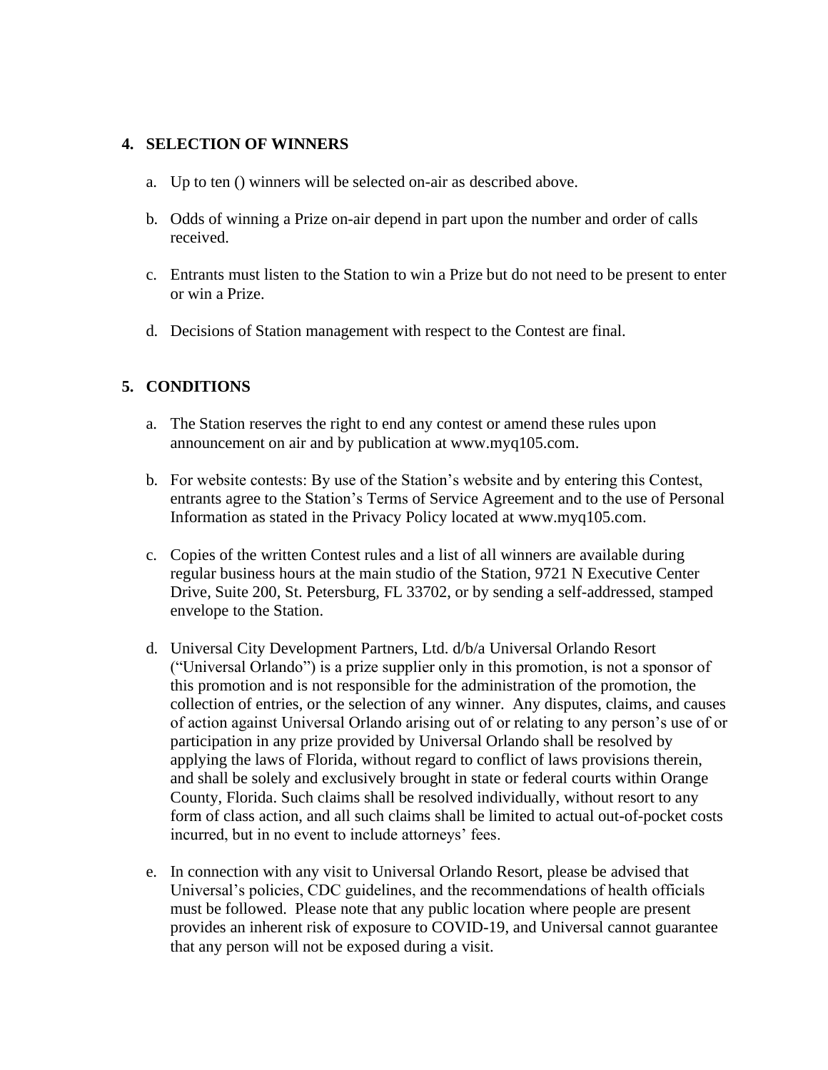## 4. SELECTION OF WINNERS

a. Up to ten () winners will be selected on-air as described above.

b. Odds of winning a Prize on-air depend in part upon the number and order of calls received.

c. Entrants must listen to the Station to win a Prize but do not need to be present to enter or win a Prize.

d. Decisions of Station management with respect to the Contest are final.

## 5. CONDITIONS

a. The Station reserves the right to end any contest or amend these rules upon announcement on air and by publication at www.myq105.com.

b. For website contests: By use of the Station's website and by entering this Contest, entrants agree to the Station's Terms of Service Agreement and to the use of Personal Information as stated in the Privacy Policy located at www.myq105.com.

c. Copies of the written Contest rules and a list of all winners are available during regular business hours at the main studio of the Station, 9721 N Executive Center Drive, Suite 200, St. Petersburg, FL 33702, or by sending a self-addressed, stamped envelope to the Station.

d. Universal City Development Partners, Ltd. d/b/a Universal Orlando Resort ("Universal Orlando") is a prize supplier only in this promotion, is not a sponsor of this promotion and is not responsible for the administration of the promotion, the collection of entries, or the selection of any winner. Any disputes, claims, and causes of action against Universal Orlando arising out of or relating to any person's use of or participation in any prize provided by Universal Orlando shall be resolved by applying the laws of Florida, without regard to conflict of laws provisions therein, and shall be solely and exclusively brought in state or federal courts within Orange County, Florida. Such claims shall be resolved individually, without resort to any form of class action, and all such claims shall be limited to actual out-of-pocket costs incurred, but in no event to include attorneys' fees.

e. In connection with any visit to Universal Orlando Resort, please be advised that Universal's policies, CDC guidelines, and the recommendations of health officials must be followed. Please note that any public location where people are present provides an inherent risk of exposure to COVID-19, and Universal cannot guarantee that any person will not be exposed during a visit.